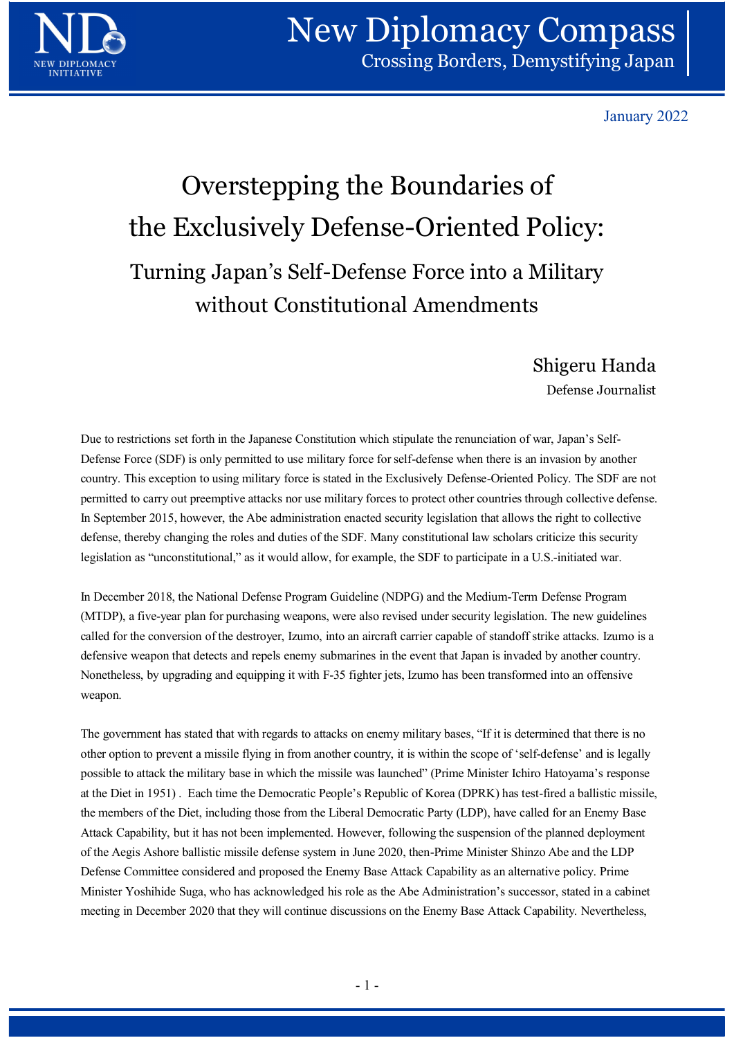January 2022

# Overstepping the Boundaries of the Exclusively Defense-Oriented Policy:

## Turning Japan's Self-Defense Force into a Military without Constitutional Amendments

**Shigeru Handa**
Defense Journalist

Due to restrictions set forth in the Japanese Constitution which stipulate the renunciation of war, Japan's Self-Defense Force (SDF) is only permitted to use military force for self-defense when there is an invasion by another country. This exception to using military force is stated in the Exclusively Defense-Oriented Policy. The SDF are not permitted to carry out preemptive attacks nor use military forces to protect other countries through collective defense. In September 2015, however, the Abe administration enacted security legislation that allows the right to collective defense, thereby changing the roles and duties of the SDF. Many constitutional law scholars criticize this security legislation as "unconstitutional," as it would allow, for example, the SDF to participate in a U.S.-initiated war.

In December 2018, the National Defense Program Guideline (NDPG) and the Medium-Term Defense Program (MTDP), a five-year plan for purchasing weapons, were also revised under security legislation. The new guidelines called for the conversion of the destroyer, Izumo, into an aircraft carrier capable of standoff strike attacks. Izumo is a defensive weapon that detects and repels enemy submarines in the event that Japan is invaded by another country. Nonetheless, by upgrading and equipping it with F-35 fighter jets, Izumo has been transformed into an offensive weapon.

The government has stated that with regards to attacks on enemy military bases, "If it is determined that there is no other option to prevent a missile flying in from another country, it is within the scope of 'self-defense' and is legally possible to attack the military base in which the missile was launched" (Prime Minister Ichiro Hatoyama's response at the Diet in 1951) . Each time the Democratic People's Republic of Korea (DPRK) has test-fired a ballistic missile, the members of the Diet, including those from the Liberal Democratic Party (LDP), have called for an Enemy Base Attack Capability, but it has not been implemented. However, following the suspension of the planned deployment of the Aegis Ashore ballistic missile defense system in June 2020, then-Prime Minister Shinzo Abe and the LDP Defense Committee considered and proposed the Enemy Base Attack Capability as an alternative policy. Prime Minister Yoshihide Suga, who has acknowledged his role as the Abe Administration's successor, stated in a cabinet meeting in December 2020 that they will continue discussions on the Enemy Base Attack Capability. Nevertheless,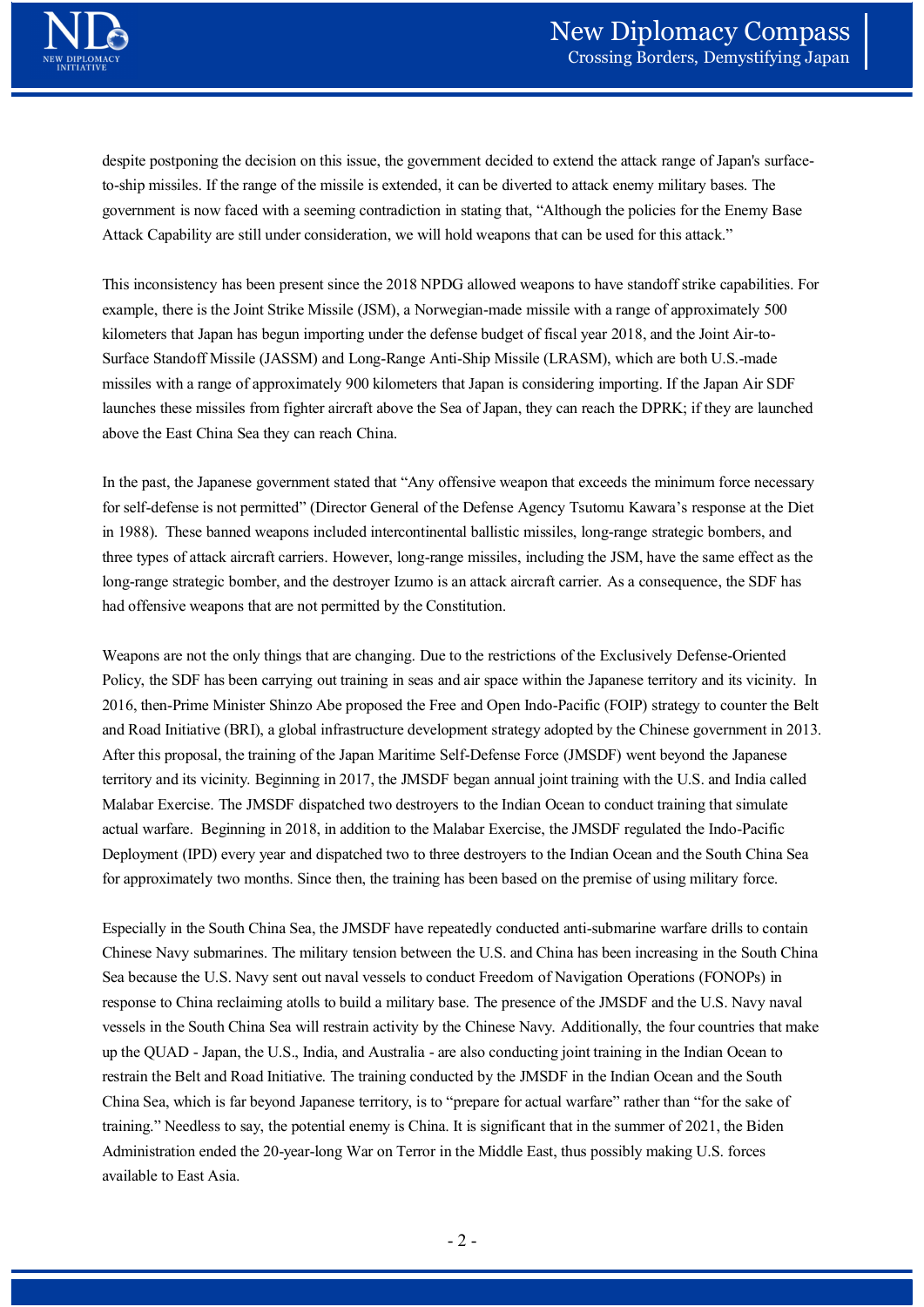despite postponing the decision on this issue, the government decided to extend the attack range of Japan's surface-to-ship missiles. If the range of the missile is extended, it can be diverted to attack enemy military bases. The government is now faced with a seeming contradiction in stating that, “Although the policies for the Enemy Base Attack Capability are still under consideration, we will hold weapons that can be used for this attack.”

This inconsistency has been present since the 2018 NPDG allowed weapons to have standoff strike capabilities. For example, there is the Joint Strike Missile (JSM), a Norwegian-made missile with a range of approximately 500 kilometers that Japan has begun importing under the defense budget of fiscal year 2018, and the Joint Air-to-Surface Standoff Missile (JASSM) and Long-Range Anti-Ship Missile (LRASM), which are both U.S.-made missiles with a range of approximately 900 kilometers that Japan is considering importing. If the Japan Air SDF launches these missiles from fighter aircraft above the Sea of Japan, they can reach the DPRK; if they are launched above the East China Sea they can reach China.

In the past, the Japanese government stated that “Any offensive weapon that exceeds the minimum force necessary for self-defense is not permitted” (Director General of the Defense Agency Tsutomu Kawara’s response at the Diet in 1988). These banned weapons included intercontinental ballistic missiles, long-range strategic bombers, and three types of attack aircraft carriers. However, long-range missiles, including the JSM, have the same effect as the long-range strategic bomber, and the destroyer Izumo is an attack aircraft carrier. As a consequence, the SDF has had offensive weapons that are not permitted by the Constitution.

Weapons are not the only things that are changing. Due to the restrictions of the Exclusively Defense-Oriented Policy, the SDF has been carrying out training in seas and air space within the Japanese territory and its vicinity. In 2016, then-Prime Minister Shinzo Abe proposed the Free and Open Indo-Pacific (FOIP) strategy to counter the Belt and Road Initiative (BRI), a global infrastructure development strategy adopted by the Chinese government in 2013. After this proposal, the training of the Japan Maritime Self-Defense Force (JMSDF) went beyond the Japanese territory and its vicinity. Beginning in 2017, the JMSDF began annual joint training with the U.S. and India called Malabar Exercise. The JMSDF dispatched two destroyers to the Indian Ocean to conduct training that simulate actual warfare. Beginning in 2018, in addition to the Malabar Exercise, the JMSDF regulated the Indo-Pacific Deployment (IPD) every year and dispatched two to three destroyers to the Indian Ocean and the South China Sea for approximately two months. Since then, the training has been based on the premise of using military force.

Especially in the South China Sea, the JMSDF have repeatedly conducted anti-submarine warfare drills to contain Chinese Navy submarines. The military tension between the U.S. and China has been increasing in the South China Sea because the U.S. Navy sent out naval vessels to conduct Freedom of Navigation Operations (FONOPs) in response to China reclaiming atolls to build a military base. The presence of the JMSDF and the U.S. Navy naval vessels in the South China Sea will restrain activity by the Chinese Navy. Additionally, the four countries that make up the QUAD - Japan, the U.S., India, and Australia - are also conducting joint training in the Indian Ocean to restrain the Belt and Road Initiative. The training conducted by the JMSDF in the Indian Ocean and the South China Sea, which is far beyond Japanese territory, is to “prepare for actual warfare” rather than “for the sake of training.” Needless to say, the potential enemy is China. It is significant that in the summer of 2021, the Biden Administration ended the 20-year-long War on Terror in the Middle East, thus possibly making U.S. forces available to East Asia.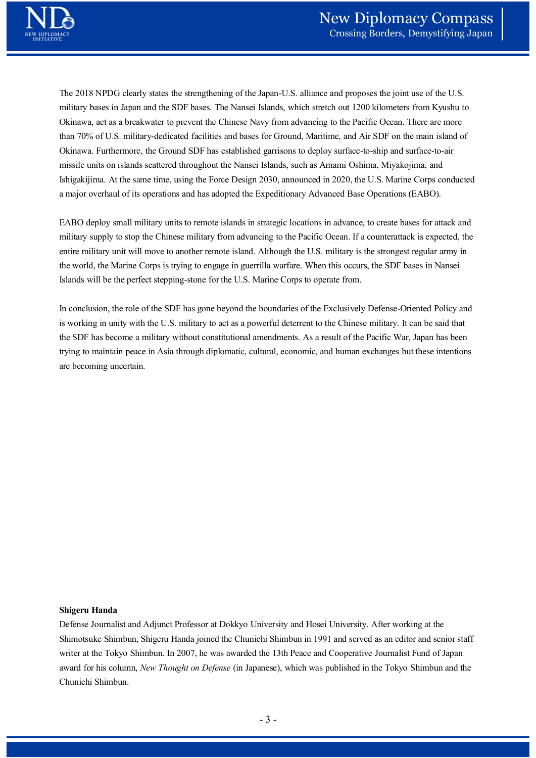The 2018 NPDG clearly states the strengthening of the Japan-U.S. alliance and proposes the joint use of the U.S. military bases in Japan and the SDF bases. The Nansei Islands, which stretch out 1200 kilometers from Kyushu to Okinawa, act as a breakwater to prevent the Chinese Navy from advancing to the Pacific Ocean. There are more than 70% of U.S. military-dedicated facilities and bases for Ground, Maritime, and Air SDF on the main island of Okinawa. Furthermore, the Ground SDF has established garrisons to deploy surface-to-ship and surface-to-air missile units on islands scattered throughout the Nansei Islands, such as Amami Oshima, Miyakojima, and Ishigakijima. At the same time, using the Force Design 2030, announced in 2020, the U.S. Marine Corps conducted a major overhaul of its operations and has adopted the Expeditionary Advanced Base Operations (EABO).

EABO deploy small military units to remote islands in strategic locations in advance, to create bases for attack and military supply to stop the Chinese military from advancing to the Pacific Ocean. If a counterattack is expected, the entire military unit will move to another remote island. Although the U.S. military is the strongest regular army in the world, the Marine Corps is trying to engage in guerrilla warfare. When this occurs, the SDF bases in Nansei Islands will be the perfect stepping-stone for the U.S. Marine Corps to operate from.

In conclusion, the role of the SDF has gone beyond the boundaries of the Exclusively Defense-Oriented Policy and is working in unity with the U.S. military to act as a powerful deterrent to the Chinese military. It can be said that the SDF has become a military without constitutional amendments. As a result of the Pacific War, Japan has been trying to maintain peace in Asia through diplomatic, cultural, economic, and human exchanges but these intentions are becoming uncertain.

**Shigeru Handa**

Defense Journalist and Adjunct Professor at Dokkyo University and Hosei University. After working at the Shimotsuke Shimbun, Shigeru Handa joined the Chunichi Shimbun in 1991 and served as an editor and senior staff writer at the Tokyo Shimbun. In 2007, he was awarded the 13th Peace and Cooperative Journalist Fund of Japan award for his column, *New Thought on Defense* (in Japanese), which was published in the Tokyo Shimbun and the Chunichi Shimbun.